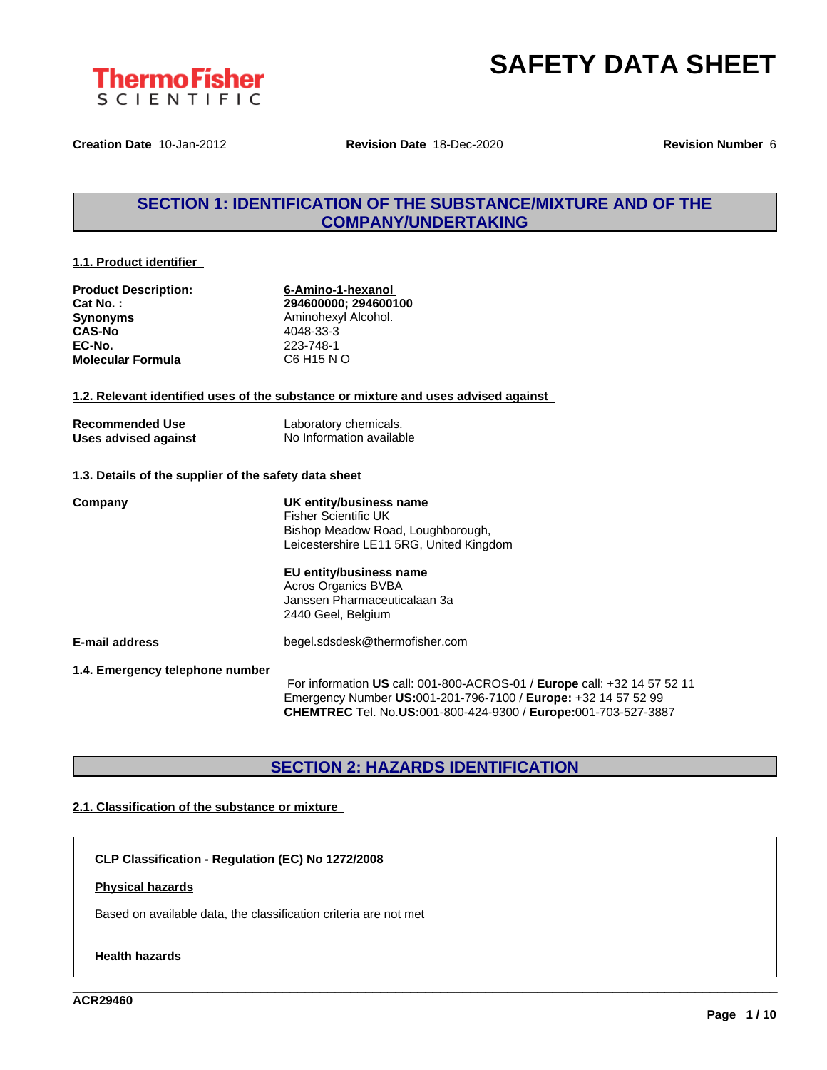ThermoFisher SCIENTIFIC

# SAFETY DATA SHEET

**Creation Date** 10-Jan-2012 **Revision Date** 18-Dec-2020 **Revision Number** 6

## SECTION 1: IDENTIFICATION OF THE SUBSTANCE/MIXTURE AND OF THE COMPANY/UNDERTAKING

### 1.1. Product identifier

| | |
|---|---|
| **Product Description:** | **6-Amino-1-hexanol** |
| **Cat No. :** | **294600000; 294600100** |
| **Synonyms** | Aminohexyl Alcohol. |
| **CAS-No** | 4048-33-3 |
| **EC-No.** | 223-748-1 |
| **Molecular Formula** | C6 H15 N O |

### 1.2. Relevant identified uses of the substance or mixture and uses advised against

| | |
|---|---|
| **Recommended Use** | Laboratory chemicals. |
| **Uses advised against** | No Information available |

### 1.3. Details of the supplier of the safety data sheet

**Company**

**UK entity/business name**
Fisher Scientific UK
Bishop Meadow Road, Loughborough,
Leicestershire LE11 5RG, United Kingdom

**EU entity/business name**
Acros Organics BVBA
Janssen Pharmaceuticalaan 3a
2440 Geel, Belgium

**E-mail address** begel.sdsdesk@thermofisher.com

### 1.4. Emergency telephone number

For information **US** call: 001-800-ACROS-01 / **Europe** call: +32 14 57 52 11
Emergency Number **US:**001-201-796-7100 / **Europe:** +32 14 57 52 99
**CHEMTREC** Tel. No.**US:**001-800-424-9300 / **Europe:**001-703-527-3887

## SECTION 2: HAZARDS IDENTIFICATION

### 2.1. Classification of the substance or mixture

**CLP Classification - Regulation (EC) No 1272/2008**

**Physical hazards**

Based on available data, the classification criteria are not met

**Health hazards**

ACR29460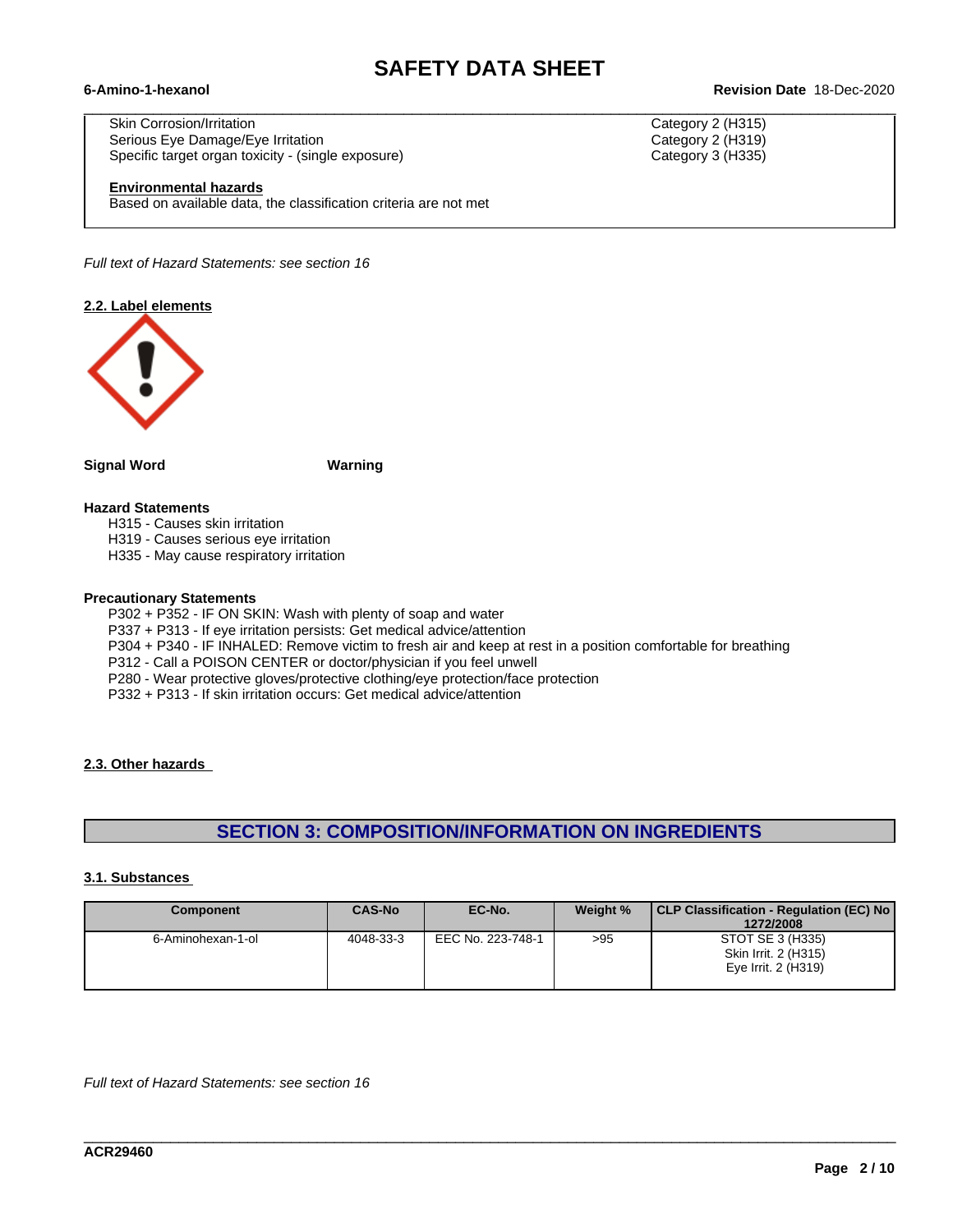| | |
|---|---|
| Skin Corrosion/Irritation | Category 2 (H315) |
| Serious Eye Damage/Eye Irritation | Category 2 (H319) |
| Specific target organ toxicity - (single exposure) | Category 3 (H335) |

**Environmental hazards**
Based on available data, the classification criteria are not met

*Full text of Hazard Statements: see section 16*

**2.2. Label elements**

**Signal Word** **Warning**

**Hazard Statements**
- H315 - Causes skin irritation
- H319 - Causes serious eye irritation
- H335 - May cause respiratory irritation

**Precautionary Statements**
- P302 + P352 - IF ON SKIN: Wash with plenty of soap and water
- P337 + P313 - If eye irritation persists: Get medical advice/attention
- P304 + P340 - IF INHALED: Remove victim to fresh air and keep at rest in a position comfortable for breathing
- P312 - Call a POISON CENTER or doctor/physician if you feel unwell
- P280 - Wear protective gloves/protective clothing/eye protection/face protection
- P332 + P313 - If skin irritation occurs: Get medical advice/attention

**2.3. Other hazards**

## SECTION 3: COMPOSITION/INFORMATION ON INGREDIENTS

**3.1. Substances**

| Component | CAS-No | EC-No. | Weight % | CLP Classification - Regulation (EC) No 1272/2008 |
|---|---|---|---|---|
| 6-Aminohexan-1-ol | 4048-33-3 | EEC No. 223-748-1 | >95 | STOT SE 3 (H335)<br>Skin Irrit. 2 (H315)<br>Eye Irrit. 2 (H319) |

*Full text of Hazard Statements: see section 16*

ACR29460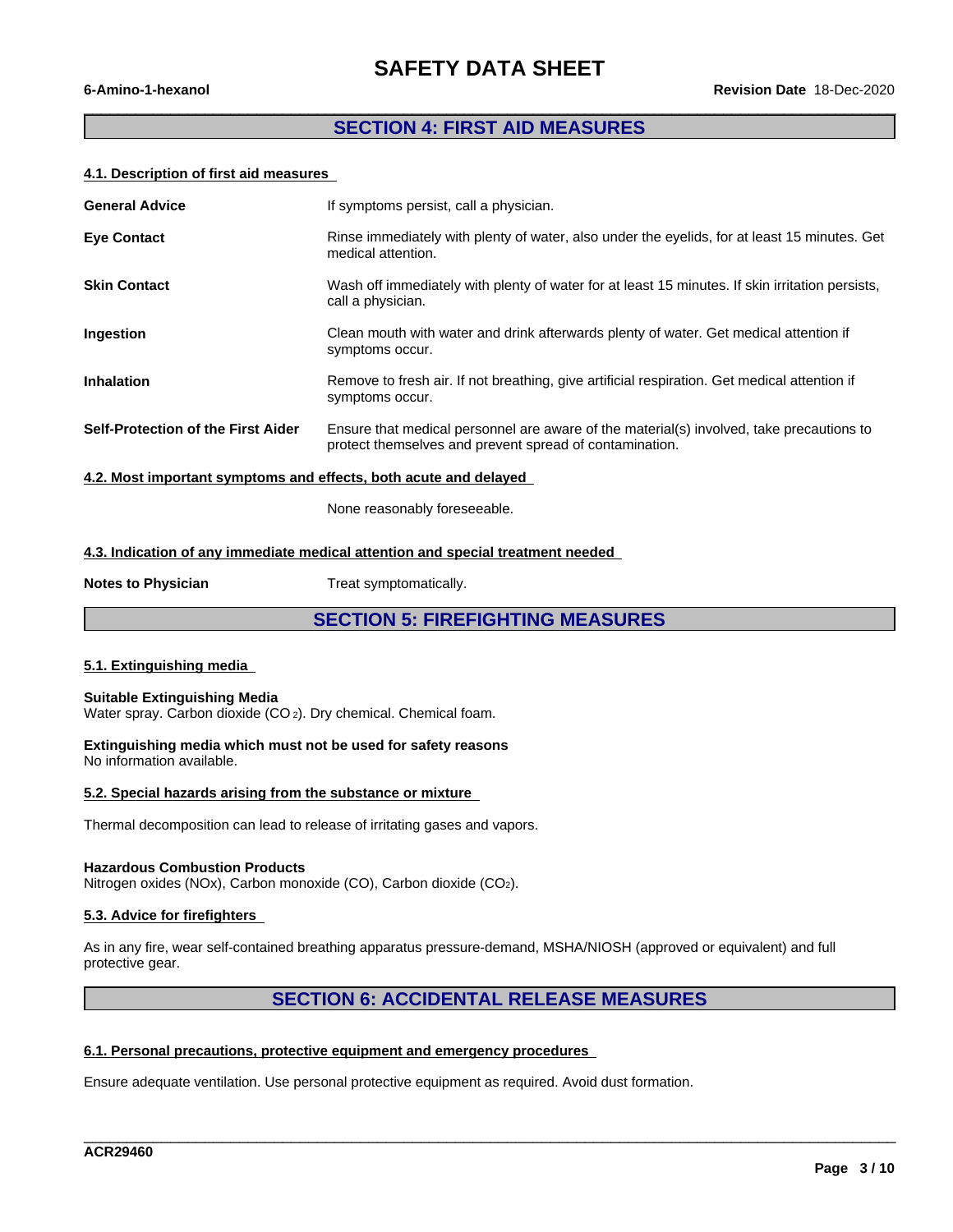## SECTION 4: FIRST AID MEASURES

### 4.1. Description of first aid measures

**General Advice** If symptoms persist, call a physician.

**Eye Contact** Rinse immediately with plenty of water, also under the eyelids, for at least 15 minutes. Get medical attention.

**Skin Contact** Wash off immediately with plenty of water for at least 15 minutes. If skin irritation persists, call a physician.

**Ingestion** Clean mouth with water and drink afterwards plenty of water. Get medical attention if symptoms occur.

**Inhalation** Remove to fresh air. If not breathing, give artificial respiration. Get medical attention if symptoms occur.

**Self-Protection of the First Aider** Ensure that medical personnel are aware of the material(s) involved, take precautions to protect themselves and prevent spread of contamination.

### 4.2. Most important symptoms and effects, both acute and delayed

None reasonably foreseeable.

### 4.3. Indication of any immediate medical attention and special treatment needed

**Notes to Physician** Treat symptomatically.

## SECTION 5: FIREFIGHTING MEASURES

### 5.1. Extinguishing media

**Suitable Extinguishing Media**
Water spray. Carbon dioxide ($CO_2$). Dry chemical. Chemical foam.

**Extinguishing media which must not be used for safety reasons**
No information available.

### 5.2. Special hazards arising from the substance or mixture

Thermal decomposition can lead to release of irritating gases and vapors.

**Hazardous Combustion Products**
Nitrogen oxides (NOx), Carbon monoxide (CO), Carbon dioxide ($CO_2$).

### 5.3. Advice for firefighters

As in any fire, wear self-contained breathing apparatus pressure-demand, MSHA/NIOSH (approved or equivalent) and full protective gear.

## SECTION 6: ACCIDENTAL RELEASE MEASURES

### 6.1. Personal precautions, protective equipment and emergency procedures

Ensure adequate ventilation. Use personal protective equipment as required. Avoid dust formation.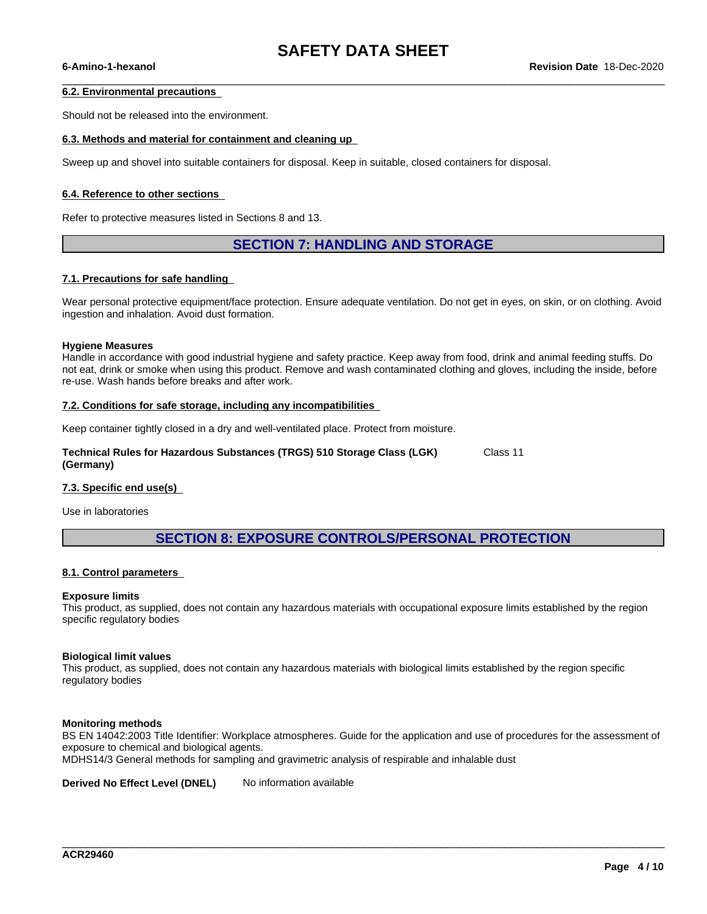### 6.2. Environmental precautions

Should not be released into the environment.

### 6.3. Methods and material for containment and cleaning up

Sweep up and shovel into suitable containers for disposal. Keep in suitable, closed containers for disposal.

### 6.4. Reference to other sections

Refer to protective measures listed in Sections 8 and 13.

## SECTION 7: HANDLING AND STORAGE

### 7.1. Precautions for safe handling

Wear personal protective equipment/face protection. Ensure adequate ventilation. Do not get in eyes, on skin, or on clothing. Avoid ingestion and inhalation. Avoid dust formation.

**Hygiene Measures**
Handle in accordance with good industrial hygiene and safety practice. Keep away from food, drink and animal feeding stuffs. Do not eat, drink or smoke when using this product. Remove and wash contaminated clothing and gloves, including the inside, before re-use. Wash hands before breaks and after work.

### 7.2. Conditions for safe storage, including any incompatibilities

Keep container tightly closed in a dry and well-ventilated place. Protect from moisture.

**Technical Rules for Hazardous Substances (TRGS) 510 Storage Class (LGK) (Germany)** Class 11

### 7.3. Specific end use(s)

Use in laboratories

## SECTION 8: EXPOSURE CONTROLS/PERSONAL PROTECTION

### 8.1. Control parameters

**Exposure limits**
This product, as supplied, does not contain any hazardous materials with occupational exposure limits established by the region specific regulatory bodies

**Biological limit values**
This product, as supplied, does not contain any hazardous materials with biological limits established by the region specific regulatory bodies

**Monitoring methods**
BS EN 14042:2003 Title Identifier: Workplace atmospheres. Guide for the application and use of procedures for the assessment of exposure to chemical and biological agents.
MDHS14/3 General methods for sampling and gravimetric analysis of respirable and inhalable dust

**Derived No Effect Level (DNEL)** No information available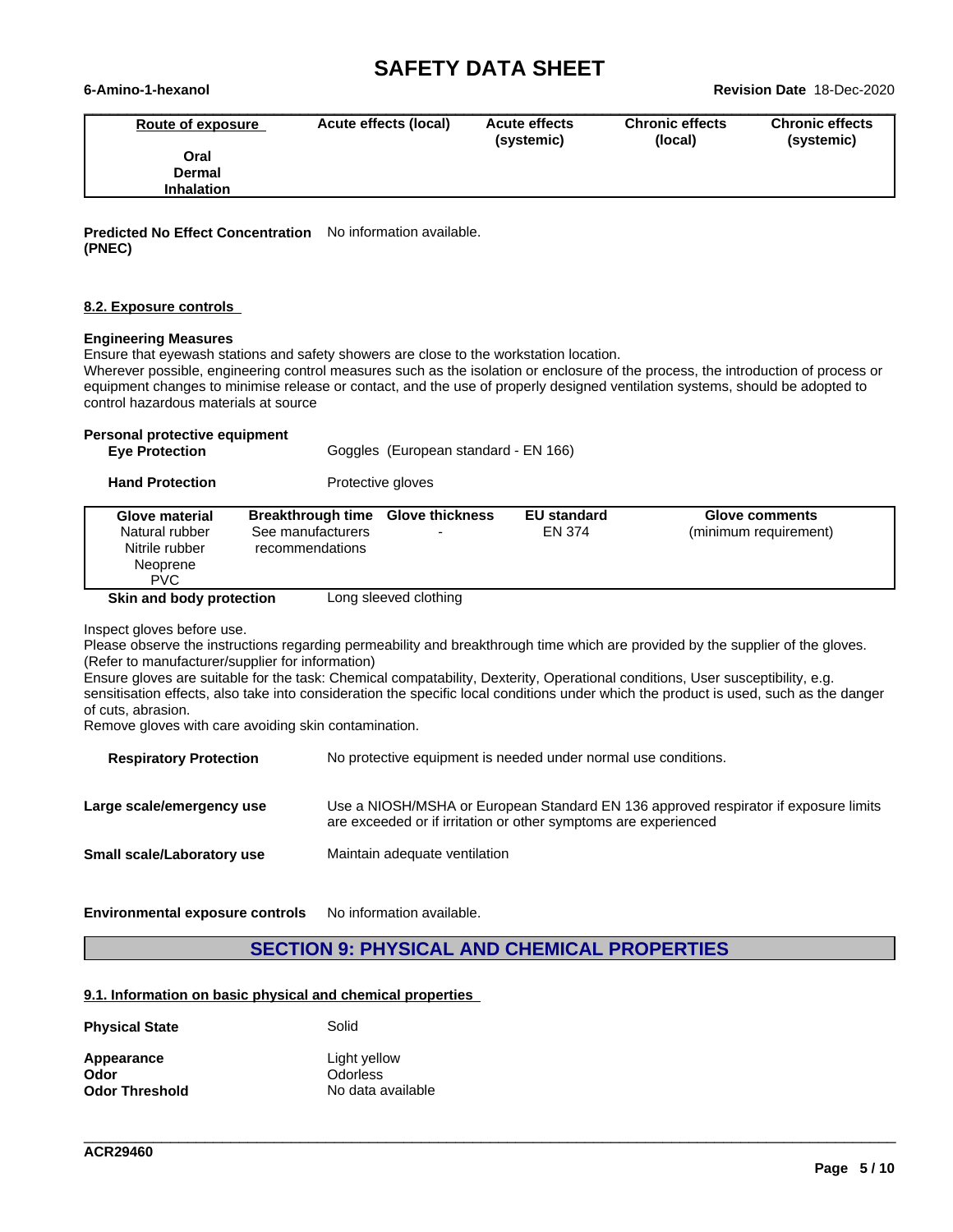| Route of exposure | Acute effects (local) | Acute effects (systemic) | Chronic effects (local) | Chronic effects (systemic) |
|---|---|---|---|---|
| Oral | | | | |
| Dermal | | | | |
| Inhalation | | | | |

**Predicted No Effect Concentration (PNEC)** No information available.

### 8.2. Exposure controls

**Engineering Measures**

Ensure that eyewash stations and safety showers are close to the workstation location.
Wherever possible, engineering control measures such as the isolation or enclosure of the process, the introduction of process or equipment changes to minimise release or contact, and the use of properly designed ventilation systems, should be adopted to control hazardous materials at source

**Personal protective equipment**

**Eye Protection** Goggles (European standard - EN 166)

**Hand Protection** Protective gloves

| Glove material | Breakthrough time | Glove thickness | EU standard | Glove comments |
|---|---|---|---|---|
| Natural rubber<br>Nitrile rubber<br>Neoprene<br>PVC | See manufacturers recommendations | - | EN 374 | (minimum requirement) |

**Skin and body protection** Long sleeved clothing

Inspect gloves before use.
Please observe the instructions regarding permeability and breakthrough time which are provided by the supplier of the gloves. (Refer to manufacturer/supplier for information)
Ensure gloves are suitable for the task: Chemical compatability, Dexterity, Operational conditions, User susceptibility, e.g. sensitisation effects, also take into consideration the specific local conditions under which the product is used, such as the danger of cuts, abrasion.
Remove gloves with care avoiding skin contamination.

**Respiratory Protection** No protective equipment is needed under normal use conditions.

**Large scale/emergency use** Use a NIOSH/MSHA or European Standard EN 136 approved respirator if exposure limits are exceeded or if irritation or other symptoms are experienced

**Small scale/Laboratory use** Maintain adequate ventilation

**Environmental exposure controls** No information available.

## SECTION 9: PHYSICAL AND CHEMICAL PROPERTIES

### 9.1. Information on basic physical and chemical properties

**Physical State** Solid

**Appearance** Light yellow
**Odor** Odorless
**Odor Threshold** No data available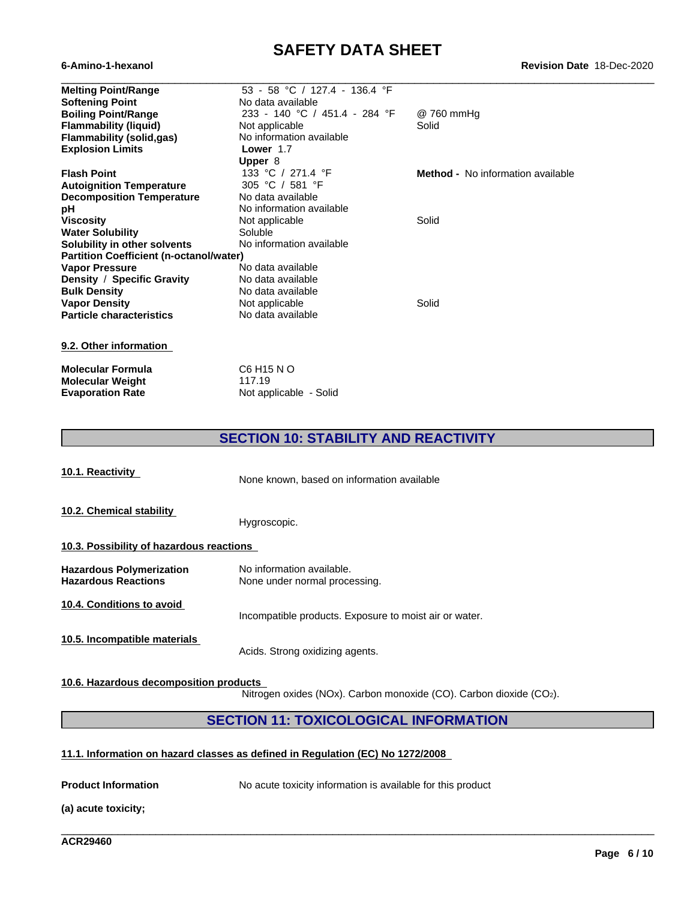| | | |
|---|---|---|
| **Melting Point/Range** | 53 - 58 °C / 127.4 - 136.4 °F | |
| **Softening Point** | No data available | |
| **Boiling Point/Range** | 233 - 140 °C / 451.4 - 284 °F | @ 760 mmHg |
| **Flammability (liquid)** | Not applicable | Solid |
| **Flammability (solid,gas)** | No information available | |
| **Explosion Limits** | **Lower** 1.7<br>**Upper** 8 | |
| **Flash Point** | 133 °C / 271.4 °F | **Method -** No information available |
| **Autoignition Temperature** | 305 °C / 581 °F | |
| **Decomposition Temperature** | No data available | |
| **pH** | No information available | |
| **Viscosity** | Not applicable | Solid |
| **Water Solubility** | Soluble | |
| **Solubility in other solvents** | No information available | |
| **Partition Coefficient (n-octanol/water)** | | |
| **Vapor Pressure** | No data available | |
| **Density / Specific Gravity** | No data available | |
| **Bulk Density** | No data available | |
| **Vapor Density** | Not applicable | Solid |
| **Particle characteristics** | No data available | |

**9.2. Other information**

| | |
|---|---|
| **Molecular Formula** | C6 H15 N O |
| **Molecular Weight** | 117.19 |
| **Evaporation Rate** | Not applicable - Solid |

## SECTION 10: STABILITY AND REACTIVITY

**10.1. Reactivity**

None known, based on information available

**10.2. Chemical stability**

Hygroscopic.

**10.3. Possibility of hazardous reactions**

| | |
|---|---|
| **Hazardous Polymerization** | No information available. |
| **Hazardous Reactions** | None under normal processing. |

**10.4. Conditions to avoid**

Incompatible products. Exposure to moist air or water.

**10.5. Incompatible materials**

Acids. Strong oxidizing agents.

**10.6. Hazardous decomposition products**

Nitrogen oxides (NOx). Carbon monoxide (CO). Carbon dioxide ($CO_2$).

## SECTION 11: TOXICOLOGICAL INFORMATION

**11.1. Information on hazard classes as defined in Regulation (EC) No 1272/2008**

**Product Information** No acute toxicity information is available for this product

**(a) acute toxicity;**

**ACR29460**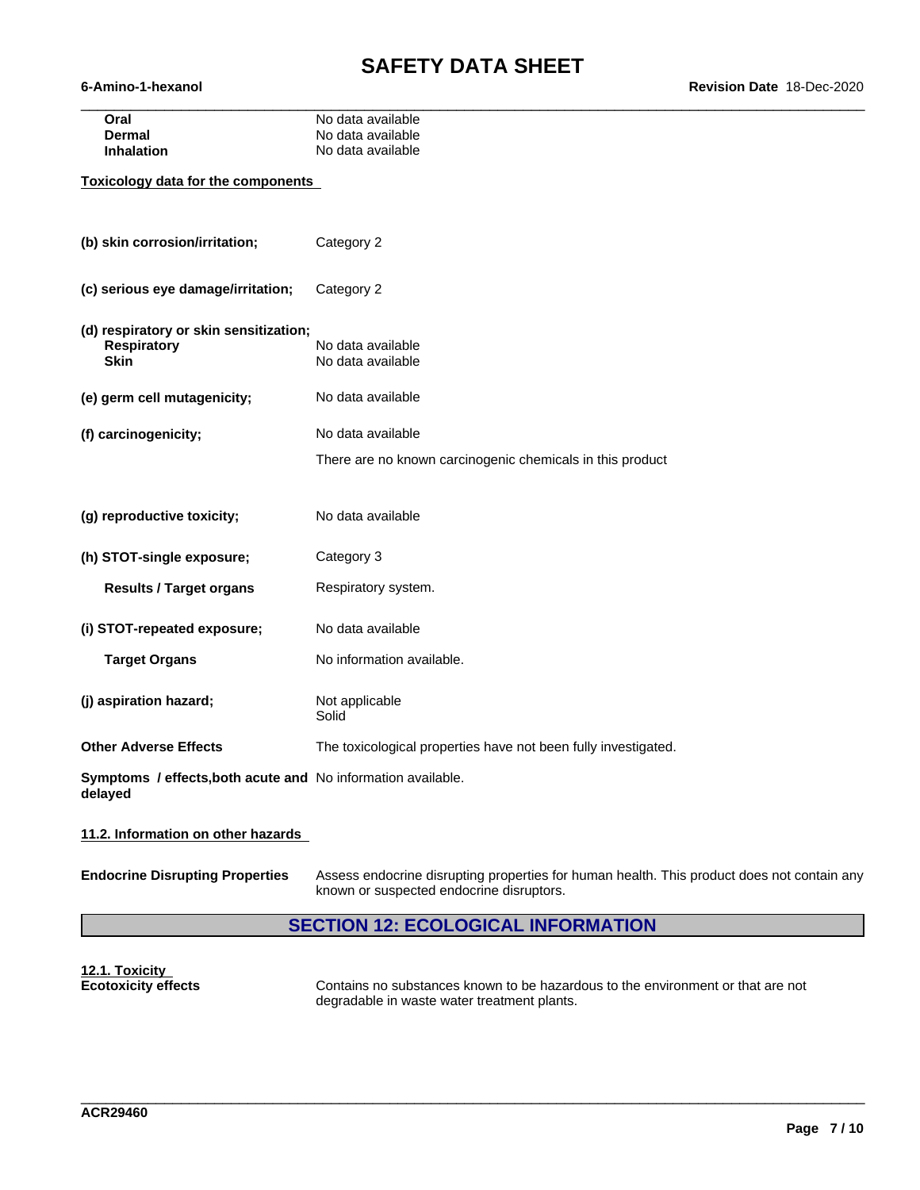| | |
|---|---|
| **Oral** | No data available |
| **Dermal** | No data available |
| **Inhalation** | No data available |

**Toxicology data for the components**

| | |
|---|---|
| **(b) skin corrosion/irritation;** | Category 2 |
| **(c) serious eye damage/irritation;** | Category 2 |
| **(d) respiratory or skin sensitization;** | |
| **Respiratory** | No data available |
| **Skin** | No data available |
| **(e) germ cell mutagenicity;** | No data available |
| **(f) carcinogenicity;** | No data available<br>There are no known carcinogenic chemicals in this product |
| **(g) reproductive toxicity;** | No data available |
| **(h) STOT-single exposure;** | Category 3 |
| **Results / Target organs** | Respiratory system. |
| **(i) STOT-repeated exposure;** | No data available |
| **Target Organs** | No information available. |
| **(j) aspiration hazard;** | Not applicable<br>Solid |
| **Other Adverse Effects** | The toxicological properties have not been fully investigated. |
| **Symptoms / effects,both acute and delayed** | No information available. |

**11.2. Information on other hazards**

| | |
|---|---|
| **Endocrine Disrupting Properties** | Assess endocrine disrupting properties for human health. This product does not contain any known or suspected endocrine disruptors. |

## SECTION 12: ECOLOGICAL INFORMATION

**12.1. Toxicity**

| | |
|---|---|
| **Ecotoxicity effects** | Contains no substances known to be hazardous to the environment or that are not degradable in waste water treatment plants. |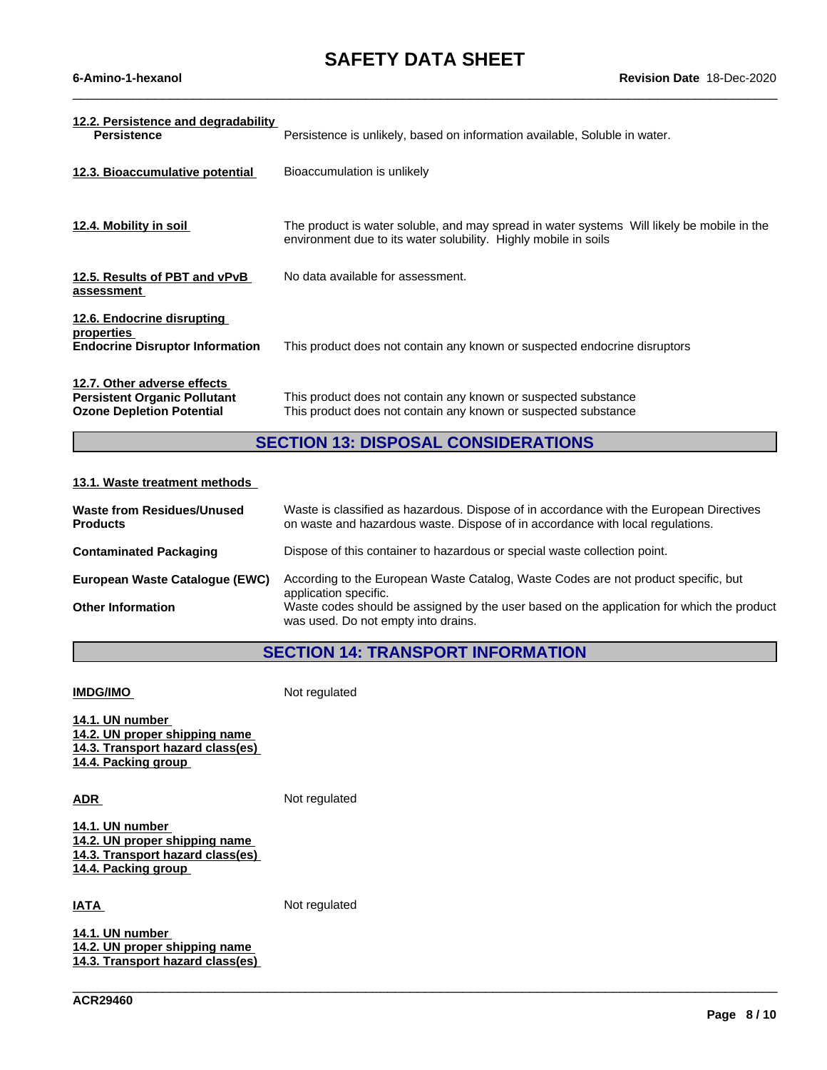**12.2. Persistence and degradability**

**Persistence** Persistence is unlikely, based on information available, Soluble in water.

**12.3. Bioaccumulative potential** Bioaccumulation is unlikely

**12.4. Mobility in soil** The product is water soluble, and may spread in water systems Will likely be mobile in the environment due to its water solubility. Highly mobile in soils

**12.5. Results of PBT and vPvB assessment** No data available for assessment.

**12.6. Endocrine disrupting properties**

**Endocrine Disruptor Information** This product does not contain any known or suspected endocrine disruptors

**12.7. Other adverse effects**

**Persistent Organic Pollutant** This product does not contain any known or suspected substance

**Ozone Depletion Potential** This product does not contain any known or suspected substance

## SECTION 13: DISPOSAL CONSIDERATIONS

**13.1. Waste treatment methods**

**Waste from Residues/Unused Products** Waste is classified as hazardous. Dispose of in accordance with the European Directives on waste and hazardous waste. Dispose of in accordance with local regulations.

**Contaminated Packaging** Dispose of this container to hazardous or special waste collection point.

**European Waste Catalogue (EWC)** According to the European Waste Catalog, Waste Codes are not product specific, but application specific.

**Other Information** Waste codes should be assigned by the user based on the application for which the product was used. Do not empty into drains.

## SECTION 14: TRANSPORT INFORMATION

**IMDG/IMO** Not regulated

**14.1. UN number**
**14.2. UN proper shipping name**
**14.3. Transport hazard class(es)**
**14.4. Packing group**

**ADR** Not regulated

**14.1. UN number**
**14.2. UN proper shipping name**
**14.3. Transport hazard class(es)**
**14.4. Packing group**

**IATA** Not regulated

**14.1. UN number**
**14.2. UN proper shipping name**
**14.3. Transport hazard class(es)**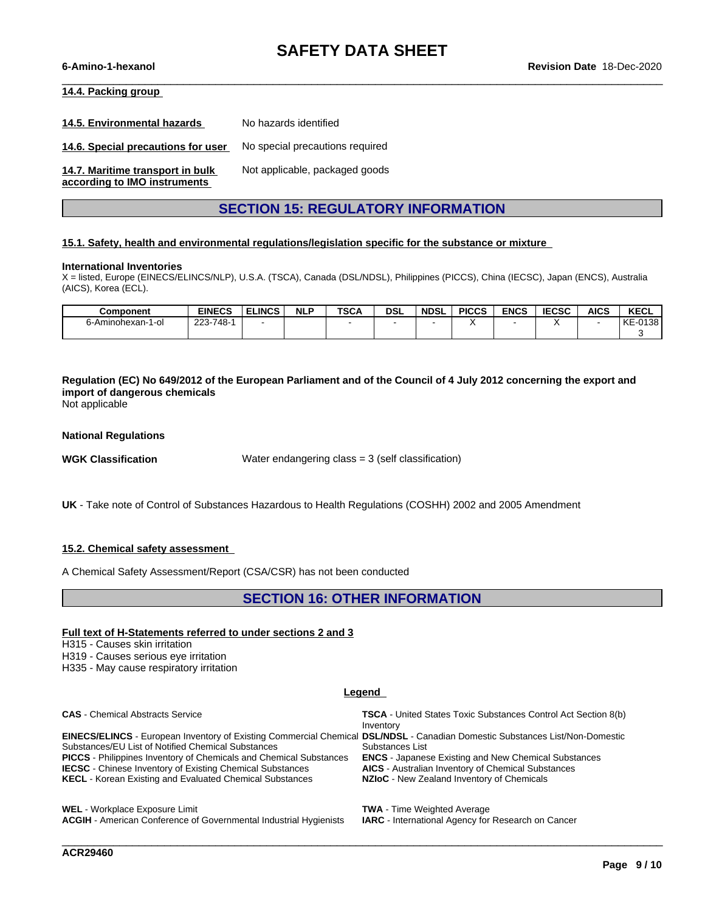#### 14.4. Packing group

**14.5. Environmental hazards** No hazards identified

**14.6. Special precautions for user** No special precautions required

**14.7. Maritime transport in bulk according to IMO instruments** Not applicable, packaged goods

## SECTION 15: REGULATORY INFORMATION

#### 15.1. Safety, health and environmental regulations/legislation specific for the substance or mixture

**International Inventories**
X = listed, Europe (EINECS/ELINCS/NLP), U.S.A. (TSCA), Canada (DSL/NDSL), Philippines (PICCS), China (IECSC), Japan (ENCS), Australia (AICS), Korea (ECL).

| Component | EINECS | ELINCS | NLP | TSCA | DSL | NDSL | PICCS | ENCS | IECSC | AICS | KECL |
|---|---|---|---|---|---|---|---|---|---|---|---|
| 6-Aminohexan-1-ol | 223-748-1 | - | | - | - | - | X | - | X | - | KE-01383 |

**Regulation (EC) No 649/2012 of the European Parliament and of the Council of 4 July 2012 concerning the export and import of dangerous chemicals**
Not applicable

**National Regulations**

**WGK Classification** Water endangering class = 3 (self classification)

**UK** - Take note of Control of Substances Hazardous to Health Regulations (COSHH) 2002 and 2005 Amendment

#### 15.2. Chemical safety assessment

A Chemical Safety Assessment/Report (CSA/CSR) has not been conducted

## SECTION 16: OTHER INFORMATION

**Full text of H-Statements referred to under sections 2 and 3**

H315 - Causes skin irritation
H319 - Causes serious eye irritation
H335 - May cause respiratory irritation

**Legend**

**CAS** - Chemical Abstracts Service
**EINECS/ELINCS** - European Inventory of Existing Commercial Chemical Substances/EU List of Notified Chemical Substances
**PICCS** - Philippines Inventory of Chemicals and Chemical Substances
**IECSC** - Chinese Inventory of Existing Chemical Substances
**KECL** - Korean Existing and Evaluated Chemical Substances
**TSCA** - United States Toxic Substances Control Act Section 8(b) Inventory
**DSL/NDSL** - Canadian Domestic Substances List/Non-Domestic Substances List
**ENCS** - Japanese Existing and New Chemical Substances
**AICS** - Australian Inventory of Chemical Substances
**NZIoC** - New Zealand Inventory of Chemicals

**WEL** - Workplace Exposure Limit
**ACGIH** - American Conference of Governmental Industrial Hygienists
**TWA** - Time Weighted Average
**IARC** - International Agency for Research on Cancer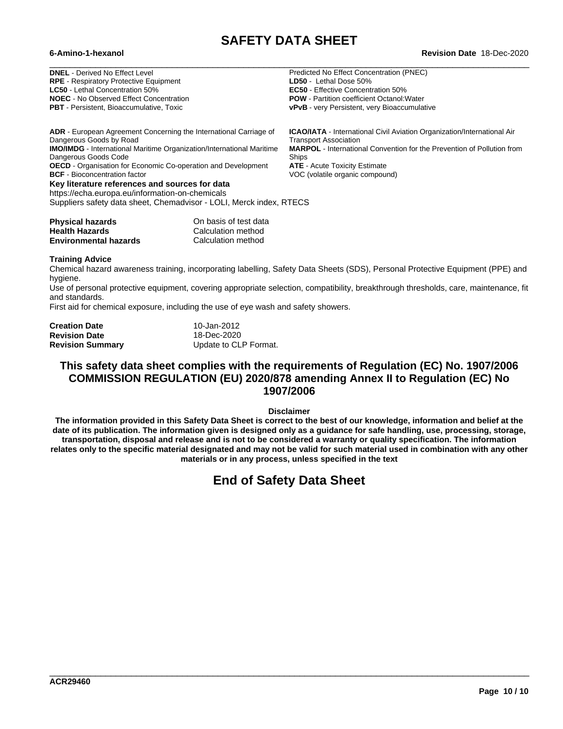**DNEL** - Derived No Effect Level
**RPE** - Respiratory Protective Equipment
**LC50** - Lethal Concentration 50%
**NOEC** - No Observed Effect Concentration
**PBT** - Persistent, Bioaccumulative, Toxic

Predicted No Effect Concentration (PNEC)
**LD50** - Lethal Dose 50%
**EC50** - Effective Concentration 50%
**POW** - Partition coefficient Octanol:Water
**vPvB** - very Persistent, very Bioaccumulative

**ADR** - European Agreement Concerning the International Carriage of Dangerous Goods by Road
**IMO/IMDG** - International Maritime Organization/International Maritime Dangerous Goods Code
**OECD** - Organisation for Economic Co-operation and Development
**BCF** - Bioconcentration factor

**ICAO/IATA** - International Civil Aviation Organization/International Air Transport Association
**MARPOL** - International Convention for the Prevention of Pollution from Ships
**ATE** - Acute Toxicity Estimate
VOC (volatile organic compound)

**Key literature references and sources for data**

https://echa.europa.eu/information-on-chemicals

Suppliers safety data sheet, Chemadvisor - LOLI, Merck index, RTECS

| | |
|---|---|
| **Physical hazards** | On basis of test data |
| **Health Hazards** | Calculation method |
| **Environmental hazards** | Calculation method |

**Training Advice**

Chemical hazard awareness training, incorporating labelling, Safety Data Sheets (SDS), Personal Protective Equipment (PPE) and hygiene.

Use of personal protective equipment, covering appropriate selection, compatibility, breakthrough thresholds, care, maintenance, fit and standards.

First aid for chemical exposure, including the use of eye wash and safety showers.

| | |
|---|---|
| **Creation Date** | 10-Jan-2012 |
| **Revision Date** | 18-Dec-2020 |
| **Revision Summary** | Update to CLP Format. |

## This safety data sheet complies with the requirements of Regulation (EC) No. 1907/2006 COMMISSION REGULATION (EU) 2020/878 amending Annex II to Regulation (EC) No 1907/2006

**Disclaimer**

**The information provided in this Safety Data Sheet is correct to the best of our knowledge, information and belief at the date of its publication. The information given is designed only as a guidance for safe handling, use, processing, storage, transportation, disposal and release and is not to be considered a warranty or quality specification. The information relates only to the specific material designated and may not be valid for such material used in combination with any other materials or in any process, unless specified in the text**

# End of Safety Data Sheet